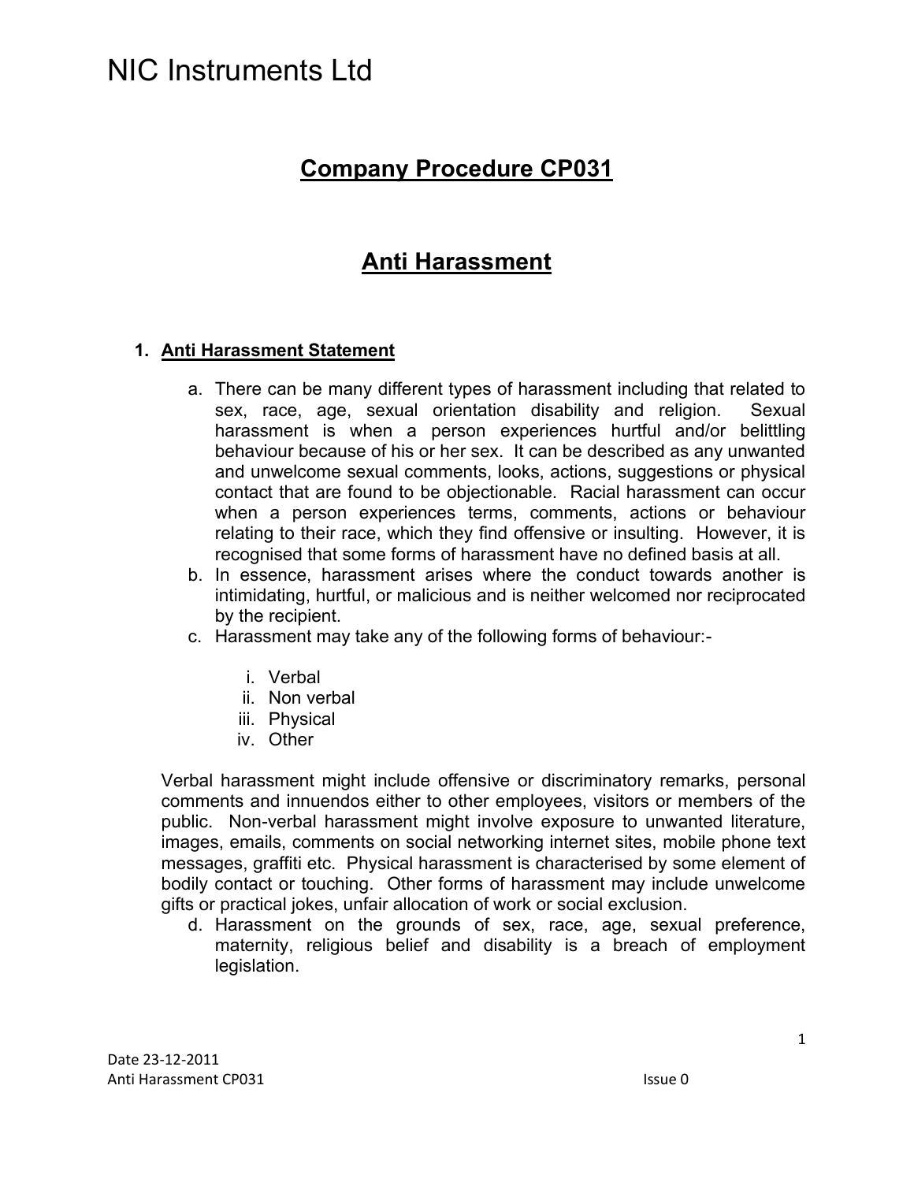# NIC Instruments Ltd

## Company Procedure CP031

## Anti Harassment

### 1. Anti Harassment Statement

a. There can be many different types of harassment including that related to sex, race, age, sexual orientation disability and religion. Sexual harassment is when a person experiences hurtful and/or belittling behaviour because of his or her sex. It can be described as any unwanted and unwelcome sexual comments, looks, actions, suggestions or physical contact that are found to be objectionable. Racial harassment can occur when a person experiences terms, comments, actions or behaviour relating to their race, which they find offensive or insulting. However, it is recognised that some forms of harassment have no defined basis at all.

b. In essence, harassment arises where the conduct towards another is intimidating, hurtful, or malicious and is neither welcomed nor reciprocated by the recipient.

c. Harassment may take any of the following forms of behaviour:-

   i. Verbal
   ii. Non verbal
   iii. Physical
   iv. Other

Verbal harassment might include offensive or discriminatory remarks, personal comments and innuendos either to other employees, visitors or members of the public. Non-verbal harassment might involve exposure to unwanted literature, images, emails, comments on social networking internet sites, mobile phone text messages, graffiti etc. Physical harassment is characterised by some element of bodily contact or touching. Other forms of harassment may include unwelcome gifts or practical jokes, unfair allocation of work or social exclusion.

d. Harassment on the grounds of sex, race, age, sexual preference, maternity, religious belief and disability is a breach of employment legislation.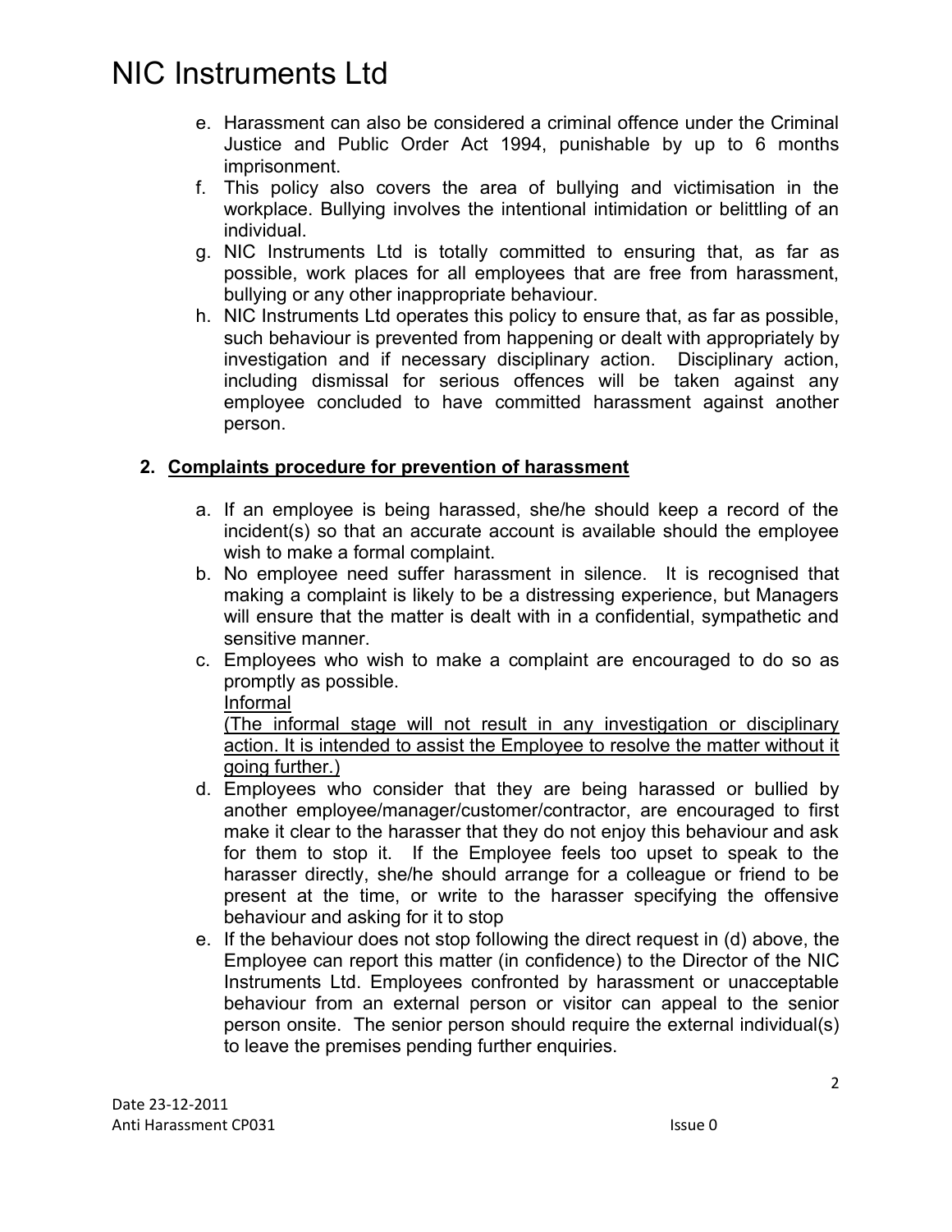e. Harassment can also be considered a criminal offence under the Criminal Justice and Public Order Act 1994, punishable by up to 6 months imprisonment.
f. This policy also covers the area of bullying and victimisation in the workplace. Bullying involves the intentional intimidation or belittling of an individual.
g. NIC Instruments Ltd is totally committed to ensuring that, as far as possible, work places for all employees that are free from harassment, bullying or any other inappropriate behaviour.
h. NIC Instruments Ltd operates this policy to ensure that, as far as possible, such behaviour is prevented from happening or dealt with appropriately by investigation and if necessary disciplinary action. Disciplinary action, including dismissal for serious offences will be taken against any employee concluded to have committed harassment against another person.

## 2. Complaints procedure for prevention of harassment

a. If an employee is being harassed, she/he should keep a record of the incident(s) so that an accurate account is available should the employee wish to make a formal complaint.
b. No employee need suffer harassment in silence. It is recognised that making a complaint is likely to be a distressing experience, but Managers will ensure that the matter is dealt with in a confidential, sympathetic and sensitive manner.
c. Employees who wish to make a complaint are encouraged to do so as promptly as possible.

   Informal

   (The informal stage will not result in any investigation or disciplinary action. It is intended to assist the Employee to resolve the matter without it going further.)
d. Employees who consider that they are being harassed or bullied by another employee/manager/customer/contractor, are encouraged to first make it clear to the harasser that they do not enjoy this behaviour and ask for them to stop it. If the Employee feels too upset to speak to the harasser directly, she/he should arrange for a colleague or friend to be present at the time, or write to the harasser specifying the offensive behaviour and asking for it to stop
e. If the behaviour does not stop following the direct request in (d) above, the Employee can report this matter (in confidence) to the Director of the NIC Instruments Ltd. Employees confronted by harassment or unacceptable behaviour from an external person or visitor can appeal to the senior person onsite. The senior person should require the external individual(s) to leave the premises pending further enquiries.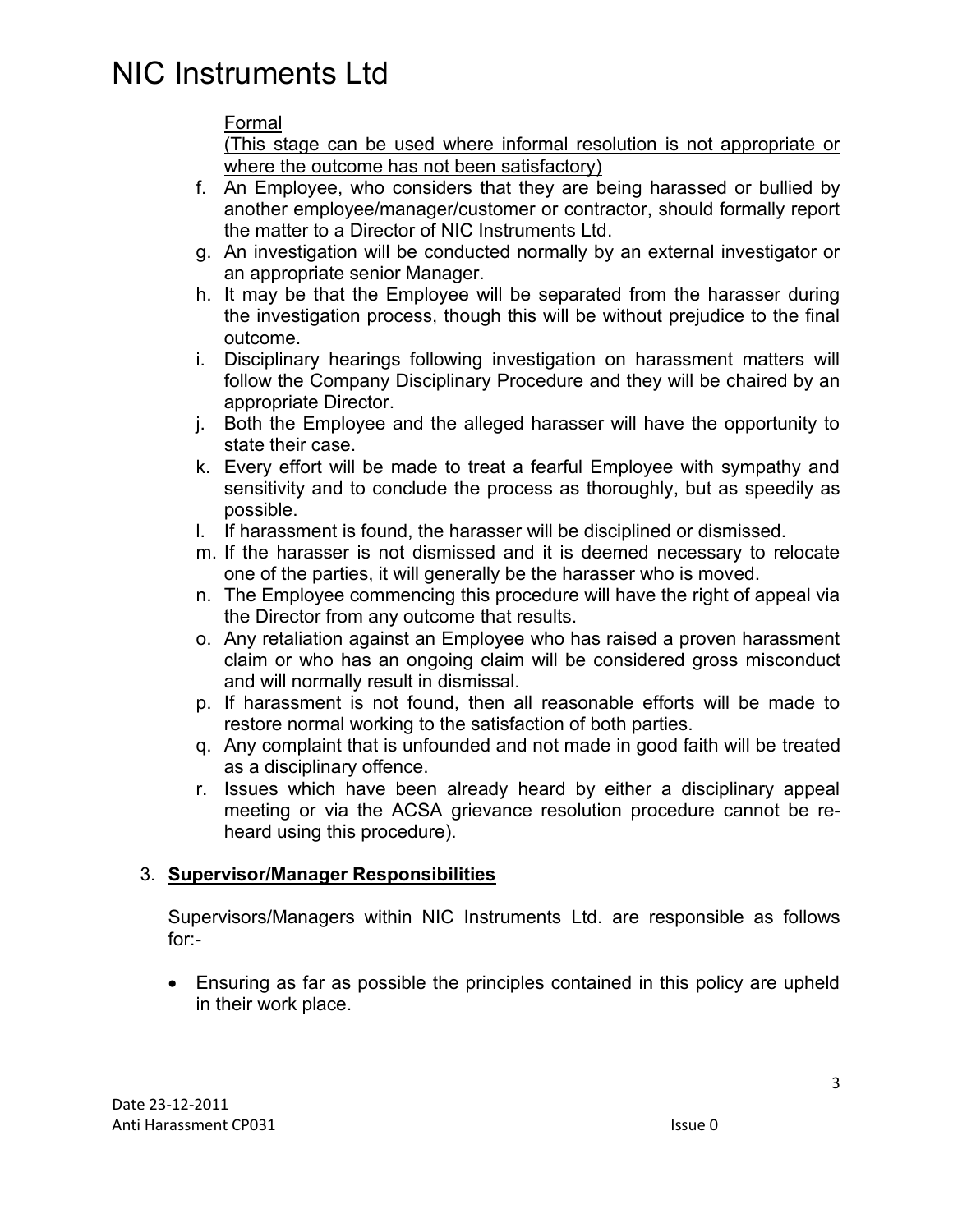Formal

(This stage can be used where informal resolution is not appropriate or where the outcome has not been satisfactory)

f. An Employee, who considers that they are being harassed or bullied by another employee/manager/customer or contractor, should formally report the matter to a Director of NIC Instruments Ltd.
g. An investigation will be conducted normally by an external investigator or an appropriate senior Manager.
h. It may be that the Employee will be separated from the harasser during the investigation process, though this will be without prejudice to the final outcome.
i. Disciplinary hearings following investigation on harassment matters will follow the Company Disciplinary Procedure and they will be chaired by an appropriate Director.
j. Both the Employee and the alleged harasser will have the opportunity to state their case.
k. Every effort will be made to treat a fearful Employee with sympathy and sensitivity and to conclude the process as thoroughly, but as speedily as possible.
l. If harassment is found, the harasser will be disciplined or dismissed.
m. If the harasser is not dismissed and it is deemed necessary to relocate one of the parties, it will generally be the harasser who is moved.
n. The Employee commencing this procedure will have the right of appeal via the Director from any outcome that results.
o. Any retaliation against an Employee who has raised a proven harassment claim or who has an ongoing claim will be considered gross misconduct and will normally result in dismissal.
p. If harassment is not found, then all reasonable efforts will be made to restore normal working to the satisfaction of both parties.
q. Any complaint that is unfounded and not made in good faith will be treated as a disciplinary offence.
r. Issues which have been already heard by either a disciplinary appeal meeting or via the ACSA grievance resolution procedure cannot be re-heard using this procedure).

3. **Supervisor/Manager Responsibilities**

Supervisors/Managers within NIC Instruments Ltd. are responsible as follows for:-

- Ensuring as far as possible the principles contained in this policy are upheld in their work place.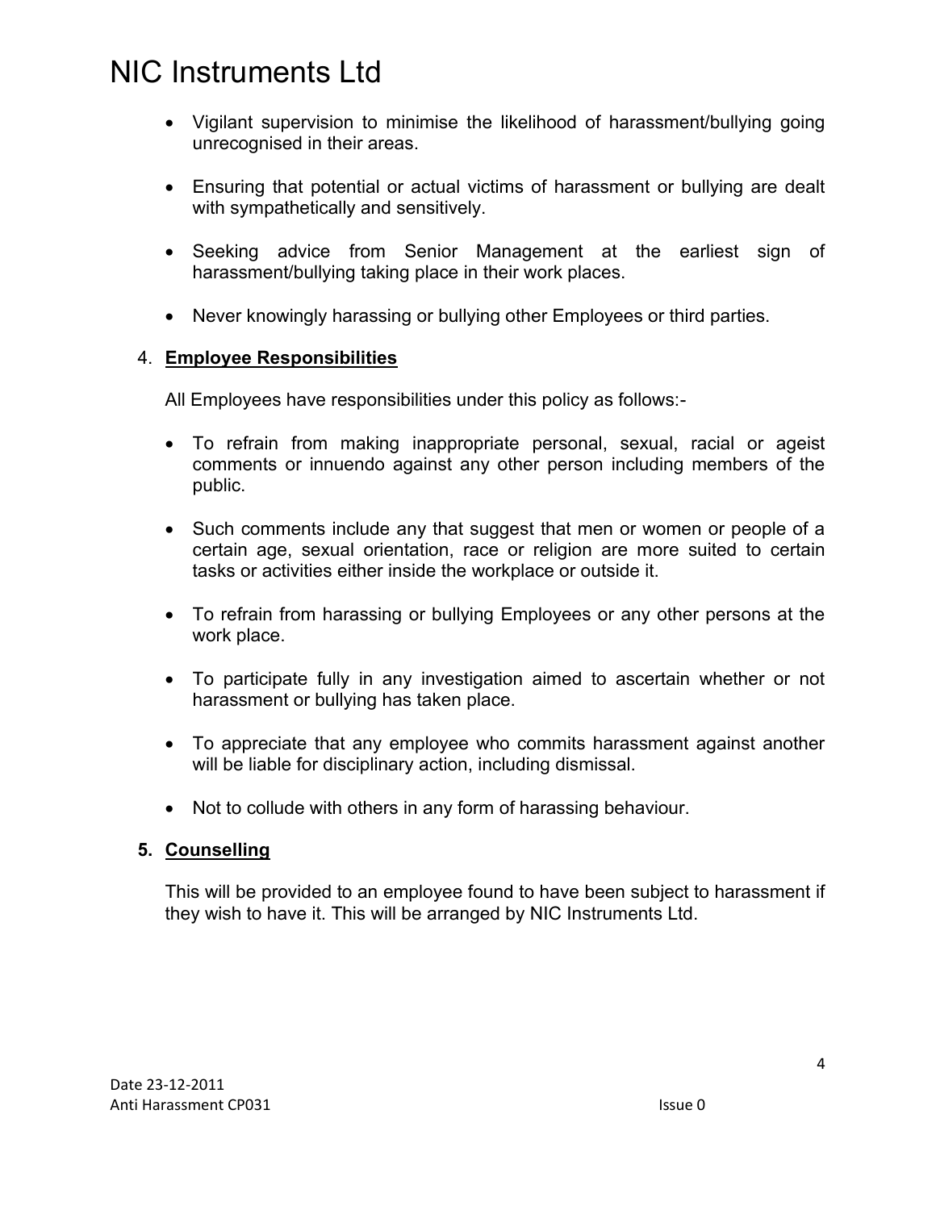- Vigilant supervision to minimise the likelihood of harassment/bullying going unrecognised in their areas.

- Ensuring that potential or actual victims of harassment or bullying are dealt with sympathetically and sensitively.

- Seeking advice from Senior Management at the earliest sign of harassment/bullying taking place in their work places.

- Never knowingly harassing or bullying other Employees or third parties.

4. **Employee Responsibilities**

All Employees have responsibilities under this policy as follows:-

- To refrain from making inappropriate personal, sexual, racial or ageist comments or innuendo against any other person including members of the public.

- Such comments include any that suggest that men or women or people of a certain age, sexual orientation, race or religion are more suited to certain tasks or activities either inside the workplace or outside it.

- To refrain from harassing or bullying Employees or any other persons at the work place.

- To participate fully in any investigation aimed to ascertain whether or not harassment or bullying has taken place.

- To appreciate that any employee who commits harassment against another will be liable for disciplinary action, including dismissal.

- Not to collude with others in any form of harassing behaviour.

5. **Counselling**

This will be provided to an employee found to have been subject to harassment if they wish to have it. This will be arranged by NIC Instruments Ltd.